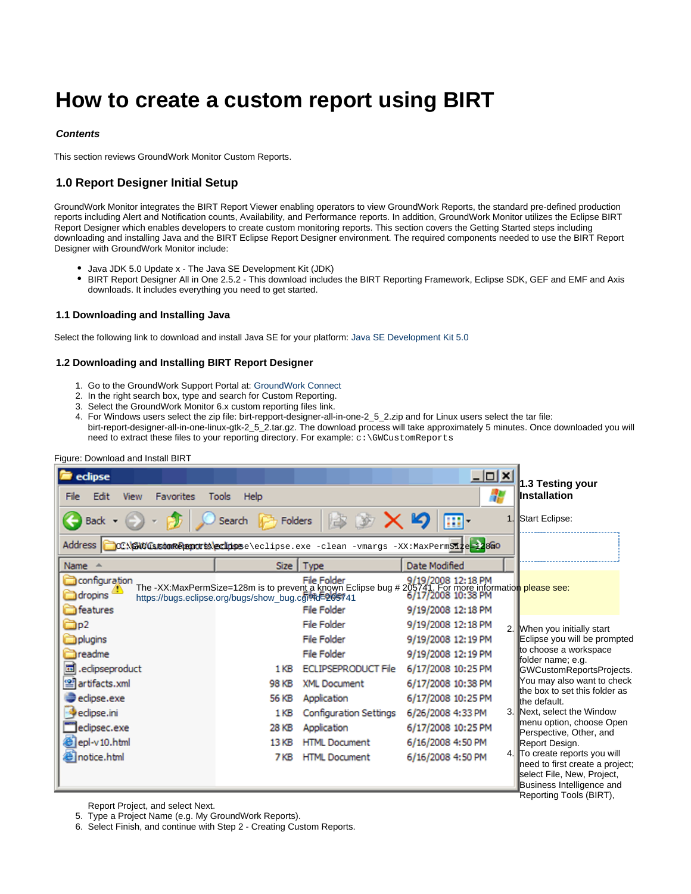# How to create a custom report using BIRT

***Contents***

This section reviews GroundWork Monitor Custom Reports.

## 1.0 Report Designer Initial Setup

GroundWork Monitor integrates the BIRT Report Viewer enabling operators to view GroundWork Reports, the standard pre-defined production reports including Alert and Notification counts, Availability, and Performance reports. In addition, GroundWork Monitor utilizes the Eclipse BIRT Report Designer which enables developers to create custom monitoring reports. This section covers the Getting Started steps including downloading and installing Java and the BIRT Eclipse Report Designer environment. The required components needed to use the BIRT Report Designer with GroundWork Monitor include:

- Java JDK 5.0 Update x - The Java SE Development Kit (JDK)
- BIRT Report Designer All in One 2.5.2 - This download includes the BIRT Reporting Framework, Eclipse SDK, GEF and EMF and Axis downloads. It includes everything you need to get started.

### 1.1 Downloading and Installing Java

Select the following link to download and install Java SE for your platform: Java SE Development Kit 5.0

### 1.2 Downloading and Installing BIRT Report Designer

1. Go to the GroundWork Support Portal at: GroundWork Connect
2. In the right search box, type and search for Custom Reporting.
3. Select the GroundWork Monitor 6.x custom reporting files link.
4. For Windows users select the zip file: birt-repport-designer-all-in-one-2_5_2.zip and for Linux users select the tar file: birt-report-designer-all-in-one-linux-gtk-2_5_2.tar.gz. The download process will take approximately 5 minutes. Once downloaded you will need to extract these files to your reporting directory. For example: `c:\GWCustomReports`

Figure: Download and Install BIRT

### 1.3 Testing your Installation

1. Start Eclipse:

```
C:\GWCustomReports\eclipse\eclipse.exe -clean -vmargs -XX:MaxPermSize=128m
```

The -XX:MaxPermSize=128m is to prevent a known Eclipse bug # 205741. For more information please see: https://bugs.eclipse.org/bugs/show_bug.cgi?id=205741

2. When you initially start Eclipse you will be prompted to choose a workspace folder name; e.g. GWCustomReportsProjects. You may also want to check the box to set this folder as the default.
3. Next, select the Window menu option, choose Open Perspective, Other, and Report Design.
4. To create reports you will need to first create a project; select File, New, Project, Business Intelligence and Reporting Tools (BIRT), Report Project, and select Next.
5. Type a Project Name (e.g. My GroundWork Reports).
6. Select Finish, and continue with Step 2 - Creating Custom Reports.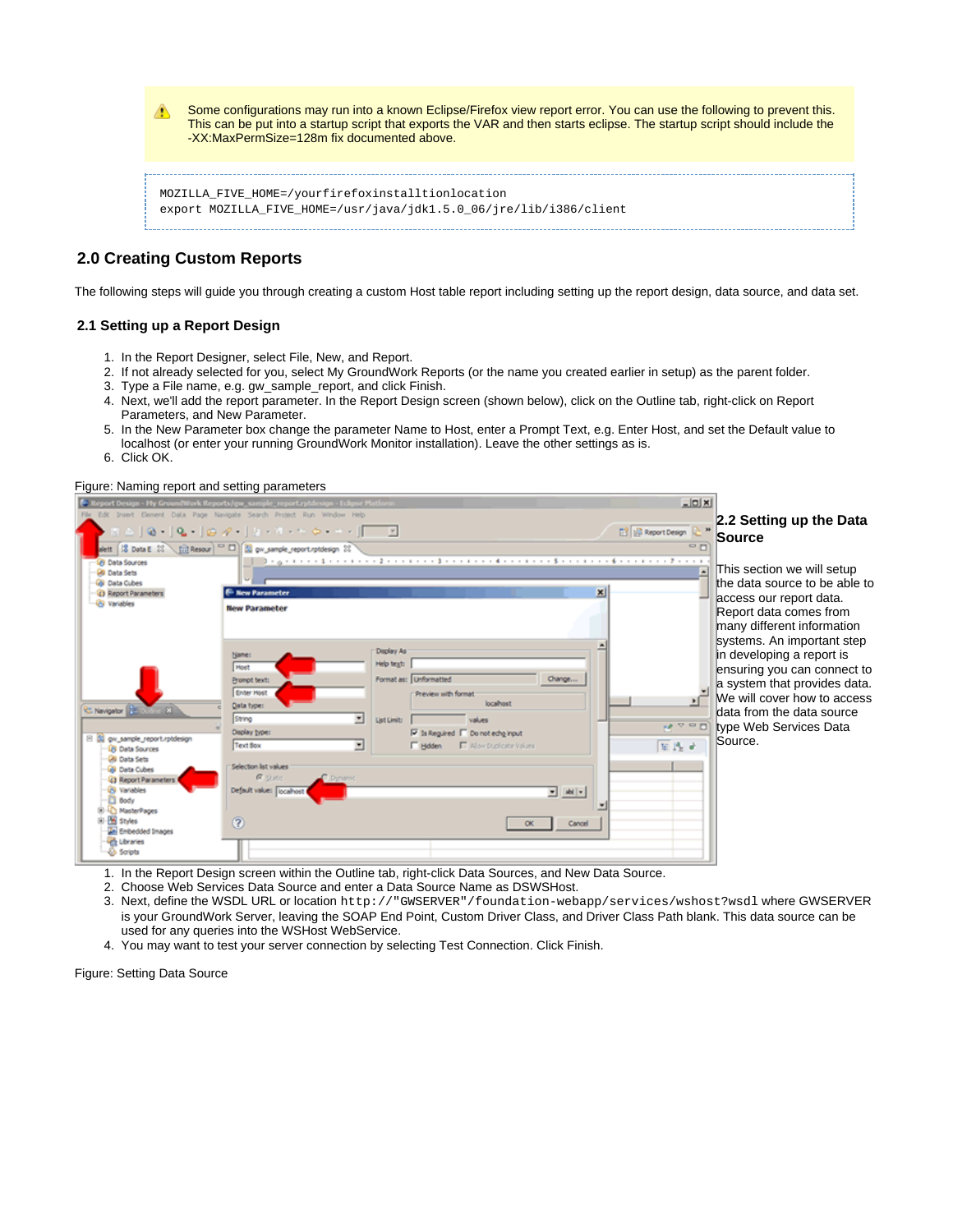> ⚠ Some configurations may run into a known Eclipse/Firefox view report error. You can use the following to prevent this. This can be put into a startup script that exports the VAR and then starts eclipse. The startup script should include the -XX:MaxPermSize=128m fix documented above.

```
MOZILLA_FIVE_HOME=/yourfirefoxinstalltionlocation
export MOZILLA_FIVE_HOME=/usr/java/jdk1.5.0_06/jre/lib/i386/client
```

## 2.0 Creating Custom Reports

The following steps will guide you through creating a custom Host table report including setting up the report design, data source, and data set.

### 2.1 Setting up a Report Design

1. In the Report Designer, select File, New, and Report.
2. If not already selected for you, select My GroundWork Reports (or the name you created earlier in setup) as the parent folder.
3. Type a File name, e.g. gw_sample_report, and click Finish.
4. Next, we'll add the report parameter. In the Report Design screen (shown below), click on the Outline tab, right-click on Report Parameters, and New Parameter.
5. In the New Parameter box change the parameter Name to Host, enter a Prompt Text, e.g. Enter Host, and set the Default value to localhost (or enter your running GroundWork Monitor installation). Leave the other settings as is.
6. Click OK.

Figure: Naming report and setting parameters

### 2.2 Setting up the Data Source

This section we will setup the data source to be able to access our report data. Report data comes from many different information systems. An important step in developing a report is ensuring you can connect to a system that provides data. We will cover how to access data from the data source type Web Services Data Source.

1. In the Report Design screen within the Outline tab, right-click Data Sources, and New Data Source.
2. Choose Web Services Data Source and enter a Data Source Name as DSWSHost.
3. Next, define the WSDL URL or location `http://"GWSERVER"/foundation-webapp/services/wshost?wsdl` where GWSERVER is your GroundWork Server, leaving the SOAP End Point, Custom Driver Class, and Driver Class Path blank. This data source can be used for any queries into the WSHost WebService.
4. You may want to test your server connection by selecting Test Connection. Click Finish.

Figure: Setting Data Source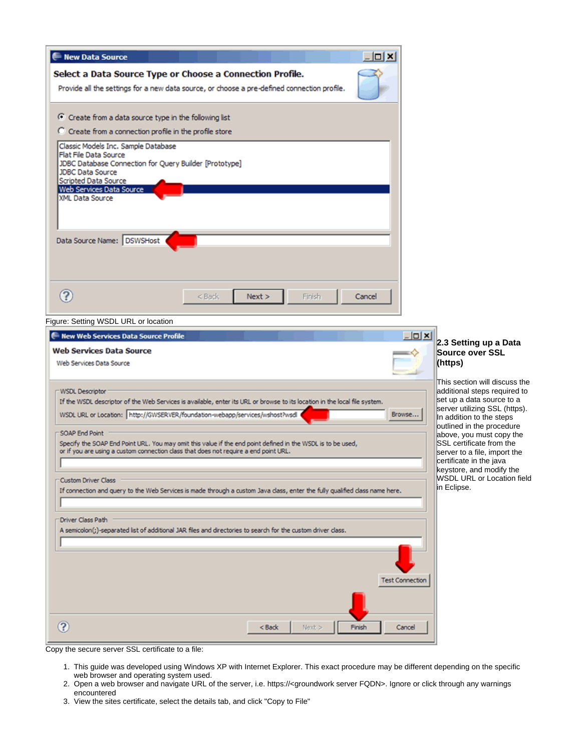Figure: Setting WSDL URL or location

## 2.3 Setting up a Data Source over SSL (https)

This section will discuss the additional steps required to set up a data source to a server utilizing SSL (https). In addition to the steps outlined in the procedure above, you must copy the SSL certificate from the server to a file, import the certificate in the java keystore, and modify the WSDL URL or Location field in Eclipse.

Copy the secure server SSL certificate to a file:

1. This guide was developed using Windows XP with Internet Explorer. This exact procedure may be different depending on the specific web browser and operating system used.
2. Open a web browser and navigate URL of the server, i.e. https://<groundwork server FQDN>. Ignore or click through any warnings encountered
3. View the sites certificate, select the details tab, and click "Copy to File"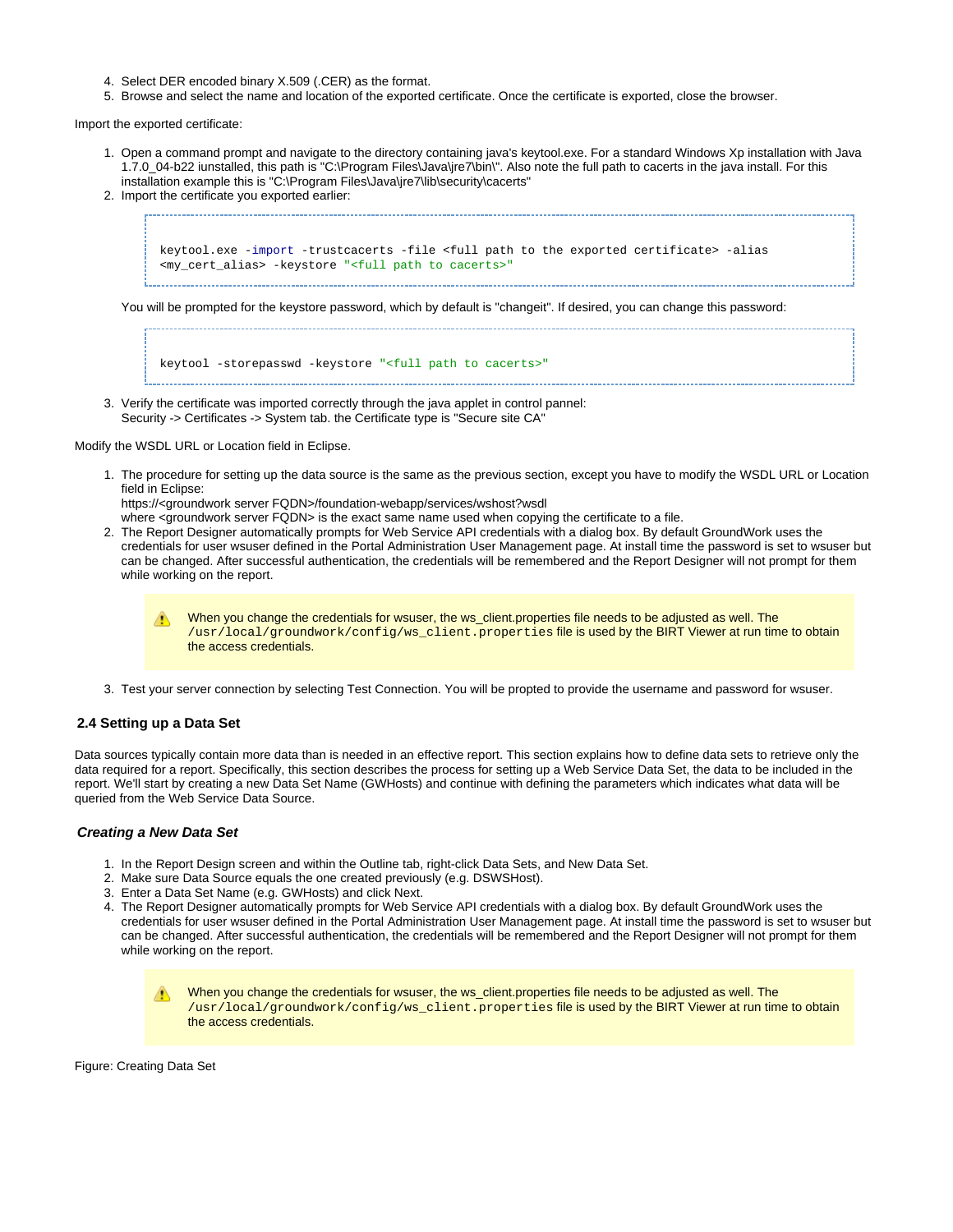4. Select DER encoded binary X.509 (.CER) as the format.
5. Browse and select the name and location of the exported certificate. Once the certificate is exported, close the browser.

Import the exported certificate:

1. Open a command prompt and navigate to the directory containing java's keytool.exe. For a standard Windows Xp installation with Java 1.7.0_04-b22 iunstalled, this path is "C:\Program Files\Java\jre7\bin\". Also note the full path to cacerts in the java install. For this installation example this is "C:\Program Files\Java\jre7\lib\security\cacerts"
2. Import the certificate you exported earlier:

```
keytool.exe -import -trustcacerts -file <full path to the exported certificate> -alias
<my_cert_alias> -keystore "<full path to cacerts>"
```

   You will be prompted for the keystore password, which by default is "changeit". If desired, you can change this password:

```
keytool -storepasswd -keystore "<full path to cacerts>"
```

3. Verify the certificate was imported correctly through the java applet in control pannel:
   Security -> Certificates -> System tab. the Certificate type is "Secure site CA"

Modify the WSDL URL or Location field in Eclipse.

1. The procedure for setting up the data source is the same as the previous section, except you have to modify the WSDL URL or Location field in Eclipse:
   https://<groundwork server FQDN>/foundation-webapp/services/wshost?wsdl
   where <groundwork server FQDN> is the exact same name used when copying the certificate to a file.
2. The Report Designer automatically prompts for Web Service API credentials with a dialog box. By default GroundWork uses the credentials for user wsuser defined in the Portal Administration User Management page. At install time the password is set to wsuser but can be changed. After successful authentication, the credentials will be remembered and the Report Designer will not prompt for them while working on the report.

   > When you change the credentials for wsuser, the ws_client.properties file needs to be adjusted as well. The `/usr/local/groundwork/config/ws_client.properties` file is used by the BIRT Viewer at run time to obtain the access credentials.

3. Test your server connection by selecting Test Connection. You will be propted to provide the username and password for wsuser.

## 2.4 Setting up a Data Set

Data sources typically contain more data than is needed in an effective report. This section explains how to define data sets to retrieve only the data required for a report. Specifically, this section describes the process for setting up a Web Service Data Set, the data to be included in the report. We'll start by creating a new Data Set Name (GWHosts) and continue with defining the parameters which indicates what data will be queried from the Web Service Data Source.

### *Creating a New Data Set*

1. In the Report Design screen and within the Outline tab, right-click Data Sets, and New Data Set.
2. Make sure Data Source equals the one created previously (e.g. DSWSHost).
3. Enter a Data Set Name (e.g. GWHosts) and click Next.
4. The Report Designer automatically prompts for Web Service API credentials with a dialog box. By default GroundWork uses the credentials for user wsuser defined in the Portal Administration User Management page. At install time the password is set to wsuser but can be changed. After successful authentication, the credentials will be remembered and the Report Designer will not prompt for them while working on the report.

   > When you change the credentials for wsuser, the ws_client.properties file needs to be adjusted as well. The `/usr/local/groundwork/config/ws_client.properties` file is used by the BIRT Viewer at run time to obtain the access credentials.

Figure: Creating Data Set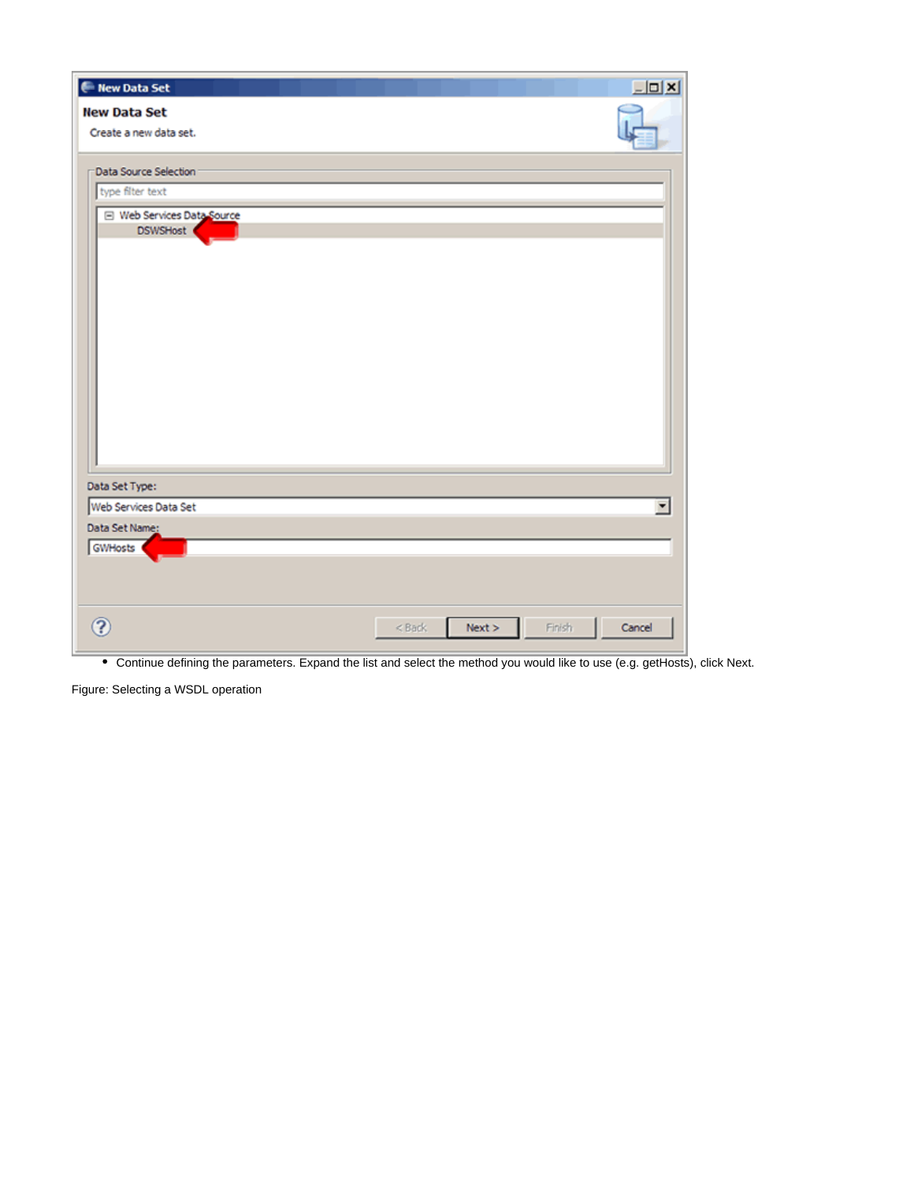- Continue defining the parameters. Expand the list and select the method you would like to use (e.g. getHosts), click Next.

Figure: Selecting a WSDL operation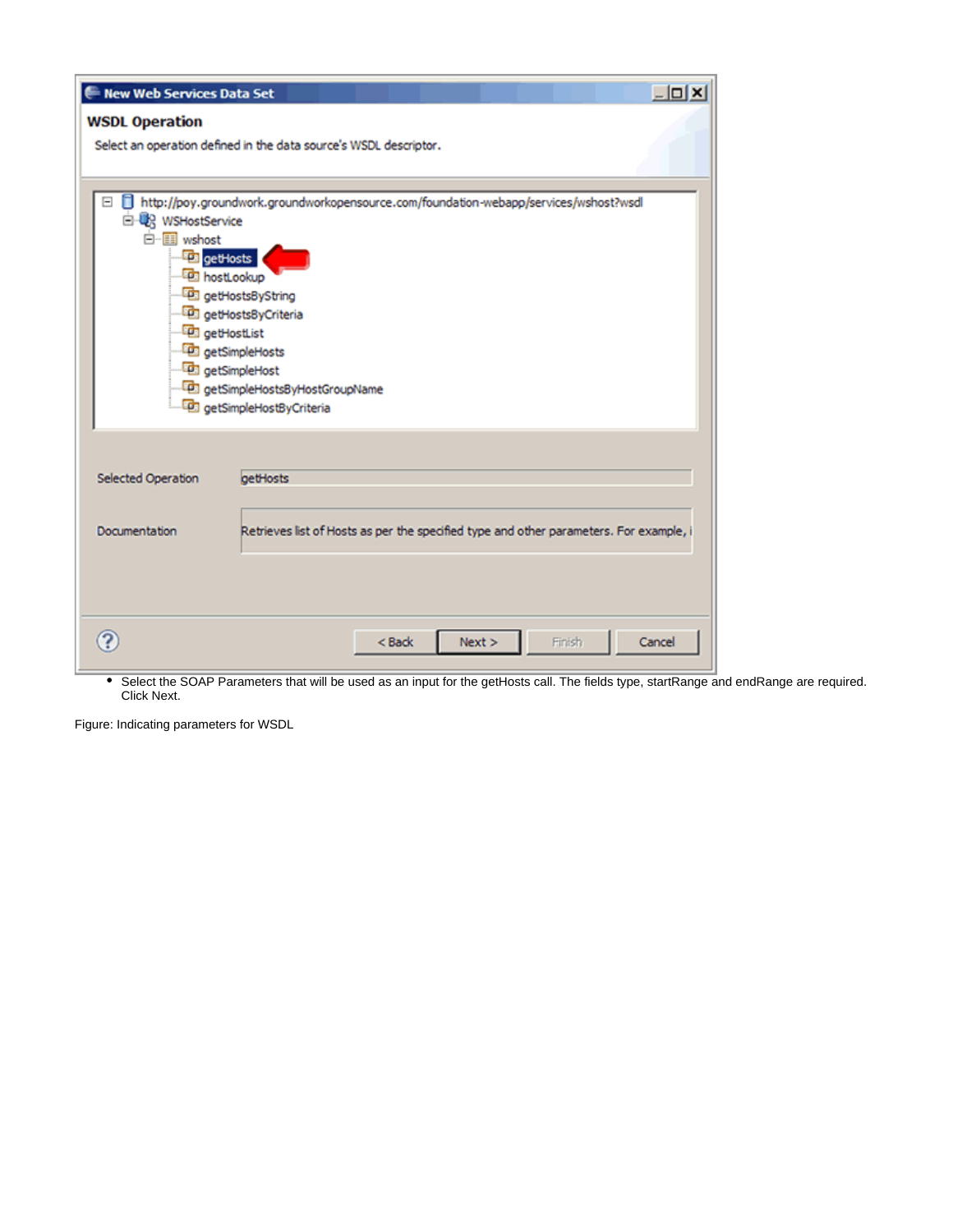- Select the SOAP Parameters that will be used as an input for the getHosts call. The fields type, startRange and endRange are required. Click Next.

Figure: Indicating parameters for WSDL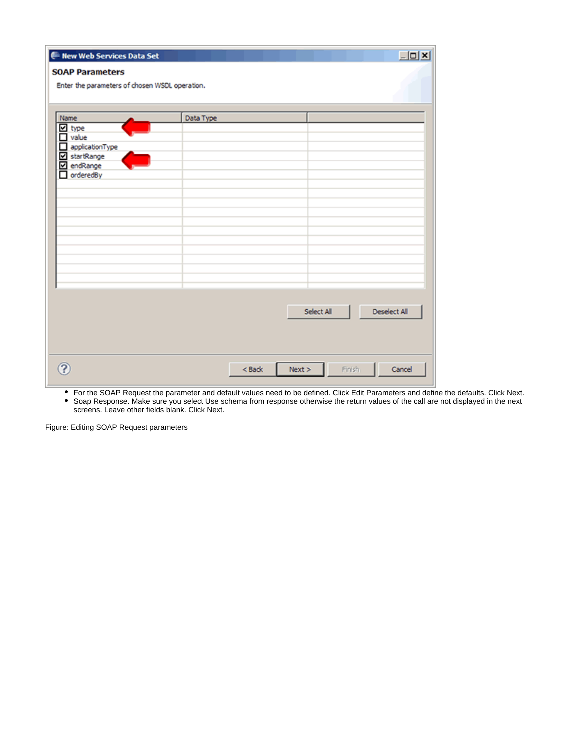- For the SOAP Request the parameter and default values need to be defined. Click Edit Parameters and define the defaults. Click Next.
- Soap Response. Make sure you select Use schema from response otherwise the return values of the call are not displayed in the next screens. Leave other fields blank. Click Next.

Figure: Editing SOAP Request parameters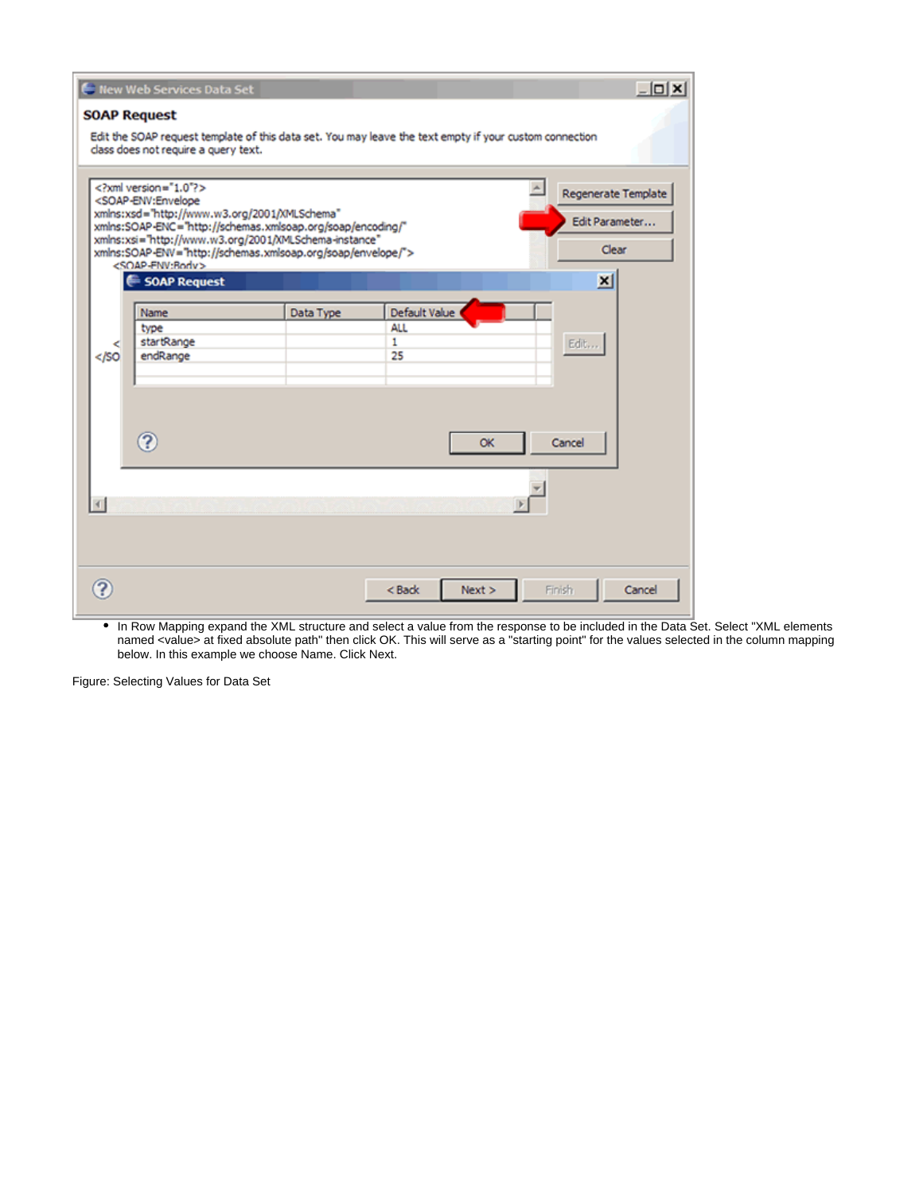- In Row Mapping expand the XML structure and select a value from the response to be included in the Data Set. Select "XML elements named <value> at fixed absolute path" then click OK. This will serve as a "starting point" for the values selected in the column mapping below. In this example we choose Name. Click Next.

Figure: Selecting Values for Data Set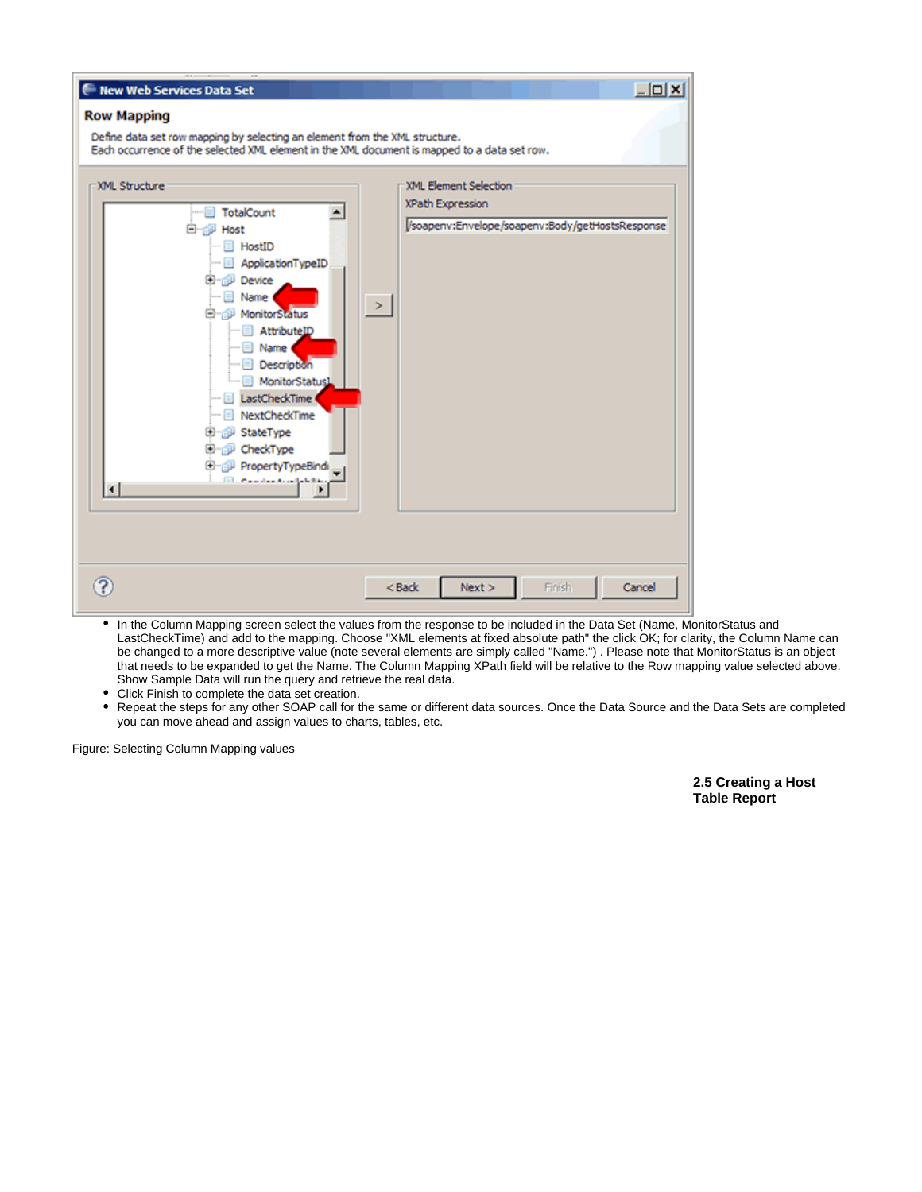- In the Column Mapping screen select the values from the response to be included in the Data Set (Name, MonitorStatus and LastCheckTime) and add to the mapping. Choose "XML elements at fixed absolute path" the click OK; for clarity, the Column Name can be changed to a more descriptive value (note several elements are simply called "Name.") . Please note that MonitorStatus is an object that needs to be expanded to get the Name. The Column Mapping XPath field will be relative to the Row mapping value selected above. Show Sample Data will run the query and retrieve the real data.
- Click Finish to complete the data set creation.
- Repeat the steps for any other SOAP call for the same or different data sources. Once the Data Source and the Data Sets are completed you can move ahead and assign values to charts, tables, etc.

Figure: Selecting Column Mapping values

## 2.5 Creating a Host Table Report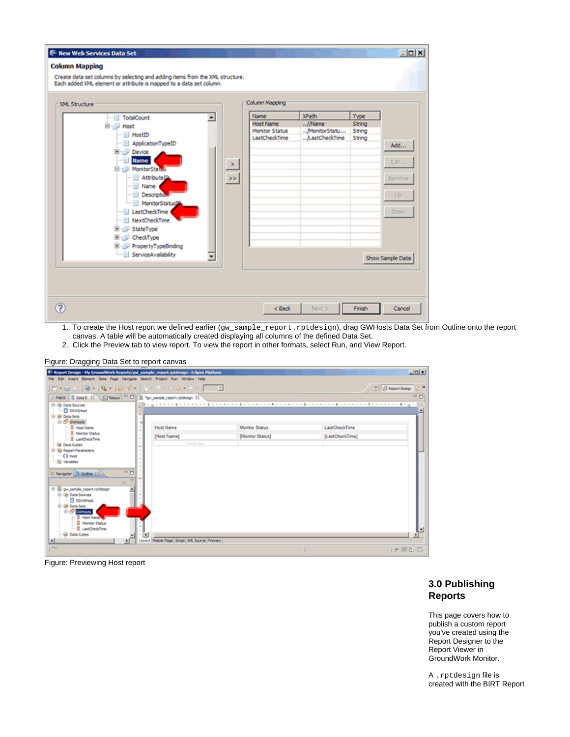1. To create the Host report we defined earlier (`gw_sample_report.rptdesign`), drag GWHosts Data Set from Outline onto the report canvas. A table will be automatically created displaying all columns of the defined Data Set.
2. Click the Preview tab to view report. To view the report in other formats, select Run, and View Report.

Figure: Dragging Data Set to report canvas

Figure: Previewing Host report

## 3.0 Publishing Reports

This page covers how to publish a custom report you've created using the Report Designer to the Report Viewer in GroundWork Monitor.

A `.rptdesign` file is created with the BIRT Report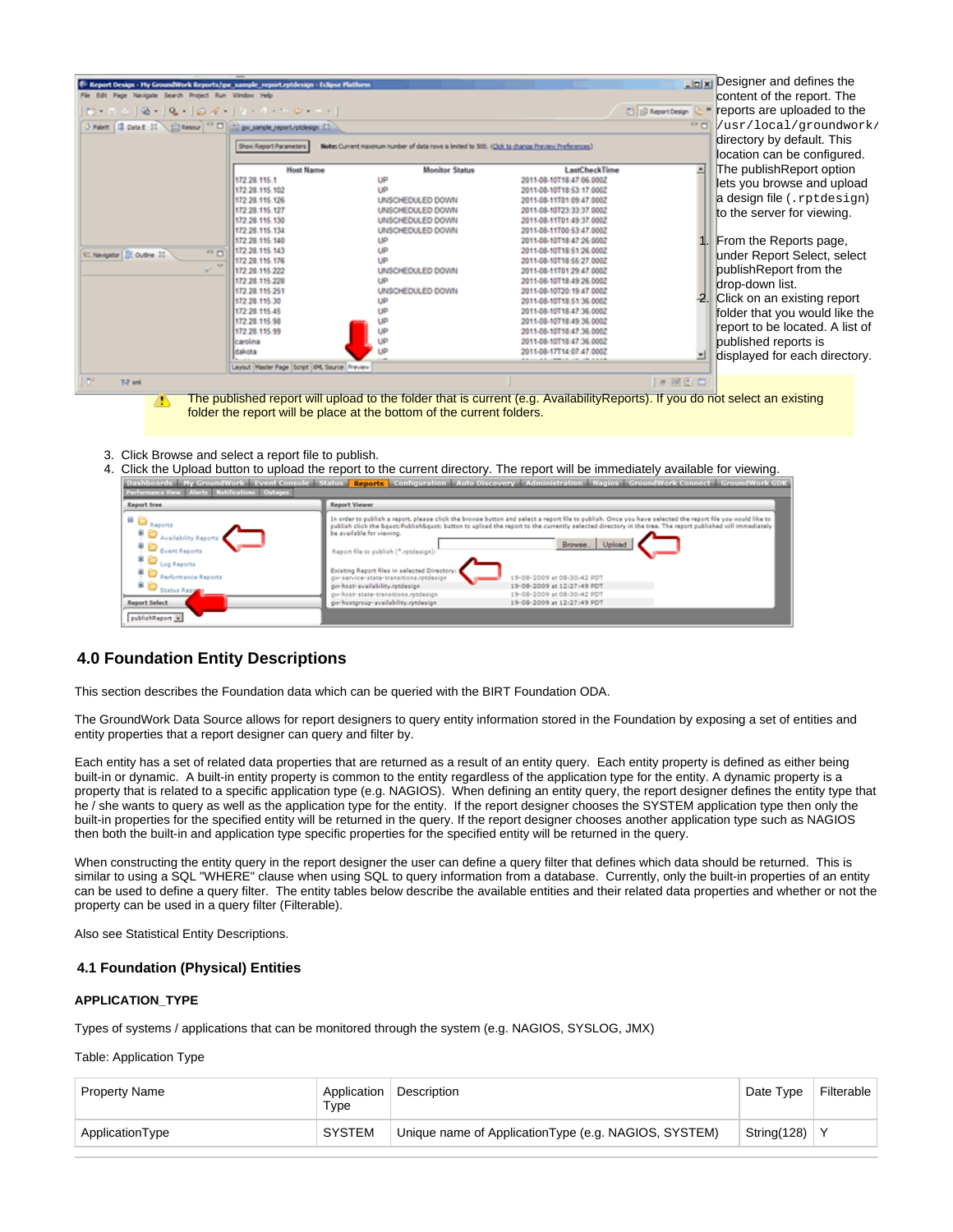Designer and defines the content of the report. The reports are uploaded to the `/usr/local/groundwork/` directory by default. This location can be configured. The publishReport option lets you browse and upload a design file (`.rptdesign`) to the server for viewing.

1. From the Reports page, under Report Select, select publishReport from the drop-down list.
2. Click on an existing report folder that you would like the report to be located. A list of published reports is displayed for each directory.

The published report will upload to the folder that is current (e.g. AvailabilityReports). If you do not select an existing folder the report will be place at the bottom of the current folders.

3. Click Browse and select a report file to publish.
4. Click the Upload button to upload the report to the current directory. The report will be immediately available for viewing.

## 4.0 Foundation Entity Descriptions

This section describes the Foundation data which can be queried with the BIRT Foundation ODA.

The GroundWork Data Source allows for report designers to query entity information stored in the Foundation by exposing a set of entities and entity properties that a report designer can query and filter by.

Each entity has a set of related data properties that are returned as a result of an entity query. Each entity property is defined as either being built-in or dynamic. A built-in entity property is common to the entity regardless of the application type for the entity. A dynamic property is a property that is related to a specific application type (e.g. NAGIOS). When defining an entity query, the report designer defines the entity type that he / she wants to query as well as the application type for the entity. If the report designer chooses the SYSTEM application type then only the built-in properties for the specified entity will be returned in the query. If the report designer chooses another application type such as NAGIOS then both the built-in and application type specific properties for the specified entity will be returned in the query.

When constructing the entity query in the report designer the user can define a query filter that defines which data should be returned. This is similar to using a SQL "WHERE" clause when using SQL to query information from a database. Currently, only the built-in properties of an entity can be used to define a query filter. The entity tables below describe the available entities and their related data properties and whether or not the property can be used in a query filter (Filterable).

Also see Statistical Entity Descriptions.

### 4.1 Foundation (Physical) Entities

**APPLICATION_TYPE**

Types of systems / applications that can be monitored through the system (e.g. NAGIOS, SYSLOG, JMX)

Table: Application Type

| Property Name | Application Type | Description | Date Type | Filterable |
|---|---|---|---|---|
| ApplicationType | SYSTEM | Unique name of ApplicationType (e.g. NAGIOS, SYSTEM) | String(128) | Y |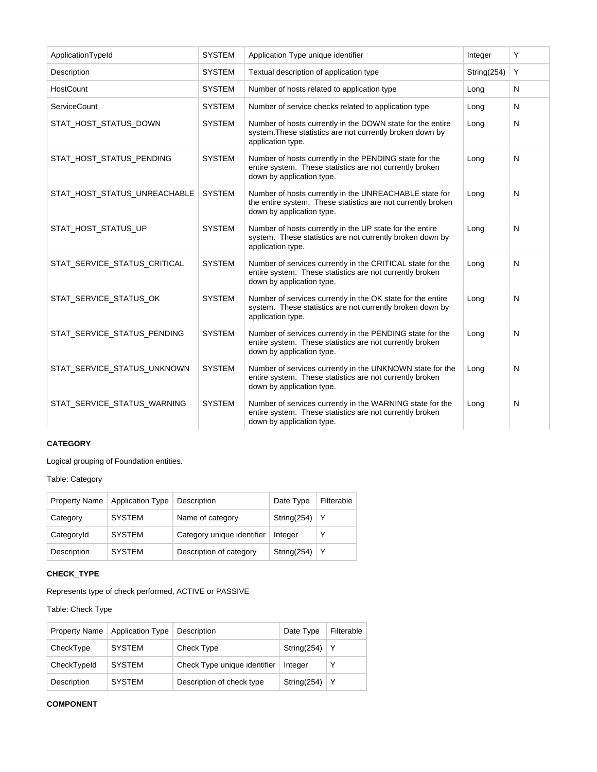| | | | | |
|---|---|---|---|---|
| ApplicationTypeId | SYSTEM | Application Type unique identifier | Integer | Y |
| Description | SYSTEM | Textual description of application type | String(254) | Y |
| HostCount | SYSTEM | Number of hosts related to application type | Long | N |
| ServiceCount | SYSTEM | Number of service checks related to application type | Long | N |
| STAT_HOST_STATUS_DOWN | SYSTEM | Number of hosts currently in the DOWN state for the entire system.These statistics are not currently broken down by application type. | Long | N |
| STAT_HOST_STATUS_PENDING | SYSTEM | Number of hosts currently in the PENDING state for the entire system. These statistics are not currently broken down by application type. | Long | N |
| STAT_HOST_STATUS_UNREACHABLE | SYSTEM | Number of hosts currently in the UNREACHABLE state for the entire system. These statistics are not currently broken down by application type. | Long | N |
| STAT_HOST_STATUS_UP | SYSTEM | Number of hosts currently in the UP state for the entire system. These statistics are not currently broken down by application type. | Long | N |
| STAT_SERVICE_STATUS_CRITICAL | SYSTEM | Number of services currently in the CRITICAL state for the entire system. These statistics are not currently broken down by application type. | Long | N |
| STAT_SERVICE_STATUS_OK | SYSTEM | Number of services currently in the OK state for the entire system. These statistics are not currently broken down by application type. | Long | N |
| STAT_SERVICE_STATUS_PENDING | SYSTEM | Number of services currently in the PENDING state for the entire system. These statistics are not currently broken down by application type. | Long | N |
| STAT_SERVICE_STATUS_UNKNOWN | SYSTEM | Number of services currently in the UNKNOWN state for the entire system. These statistics are not currently broken down by application type. | Long | N |
| STAT_SERVICE_STATUS_WARNING | SYSTEM | Number of services currently in the WARNING state for the entire system. These statistics are not currently broken down by application type. | Long | N |

**CATEGORY**

Logical grouping of Foundation entities.

Table: Category

| Property Name | Application Type | Description | Date Type | Filterable |
|---|---|---|---|---|
| Category | SYSTEM | Name of category | String(254) | Y |
| CategoryId | SYSTEM | Category unique identifier | Integer | Y |
| Description | SYSTEM | Description of category | String(254) | Y |

**CHECK_TYPE**

Represents type of check performed, ACTIVE or PASSIVE

Table: Check Type

| Property Name | Application Type | Description | Date Type | Filterable |
|---|---|---|---|---|
| CheckType | SYSTEM | Check Type | String(254) | Y |
| CheckTypeId | SYSTEM | Check Type unique identifier | Integer | Y |
| Description | SYSTEM | Description of check type | String(254) | Y |

**COMPONENT**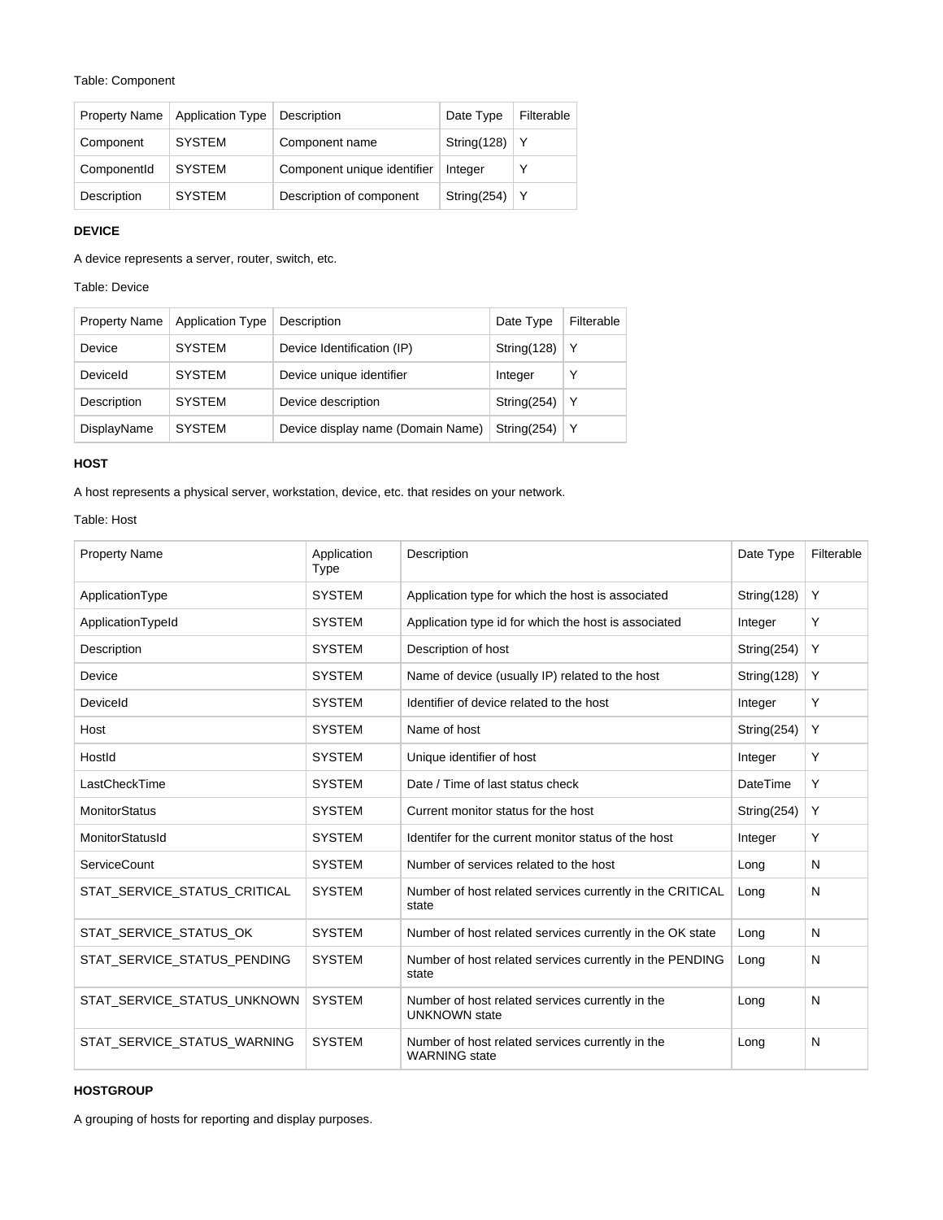Table: Component

| Property Name | Application Type | Description | Date Type | Filterable |
|---|---|---|---|---|
| Component | SYSTEM | Component name | String(128) | Y |
| ComponentId | SYSTEM | Component unique identifier | Integer | Y |
| Description | SYSTEM | Description of component | String(254) | Y |

**DEVICE**

A device represents a server, router, switch, etc.

Table: Device

| Property Name | Application Type | Description | Date Type | Filterable |
|---|---|---|---|---|
| Device | SYSTEM | Device Identification (IP) | String(128) | Y |
| DeviceId | SYSTEM | Device unique identifier | Integer | Y |
| Description | SYSTEM | Device description | String(254) | Y |
| DisplayName | SYSTEM | Device display name (Domain Name) | String(254) | Y |

**HOST**

A host represents a physical server, workstation, device, etc. that resides on your network.

Table: Host

| Property Name | Application Type | Description | Date Type | Filterable |
|---|---|---|---|---|
| ApplicationType | SYSTEM | Application type for which the host is associated | String(128) | Y |
| ApplicationTypeId | SYSTEM | Application type id for which the host is associated | Integer | Y |
| Description | SYSTEM | Description of host | String(254) | Y |
| Device | SYSTEM | Name of device (usually IP) related to the host | String(128) | Y |
| DeviceId | SYSTEM | Identifier of device related to the host | Integer | Y |
| Host | SYSTEM | Name of host | String(254) | Y |
| HostId | SYSTEM | Unique identifier of host | Integer | Y |
| LastCheckTime | SYSTEM | Date / Time of last status check | DateTime | Y |
| MonitorStatus | SYSTEM | Current monitor status for the host | String(254) | Y |
| MonitorStatusId | SYSTEM | Identifer for the current monitor status of the host | Integer | Y |
| ServiceCount | SYSTEM | Number of services related to the host | Long | N |
| STAT_SERVICE_STATUS_CRITICAL | SYSTEM | Number of host related services currently in the CRITICAL state | Long | N |
| STAT_SERVICE_STATUS_OK | SYSTEM | Number of host related services currently in the OK state | Long | N |
| STAT_SERVICE_STATUS_PENDING | SYSTEM | Number of host related services currently in the PENDING state | Long | N |
| STAT_SERVICE_STATUS_UNKNOWN | SYSTEM | Number of host related services currently in the UNKNOWN state | Long | N |
| STAT_SERVICE_STATUS_WARNING | SYSTEM | Number of host related services currently in the WARNING state | Long | N |

**HOSTGROUP**

A grouping of hosts for reporting and display purposes.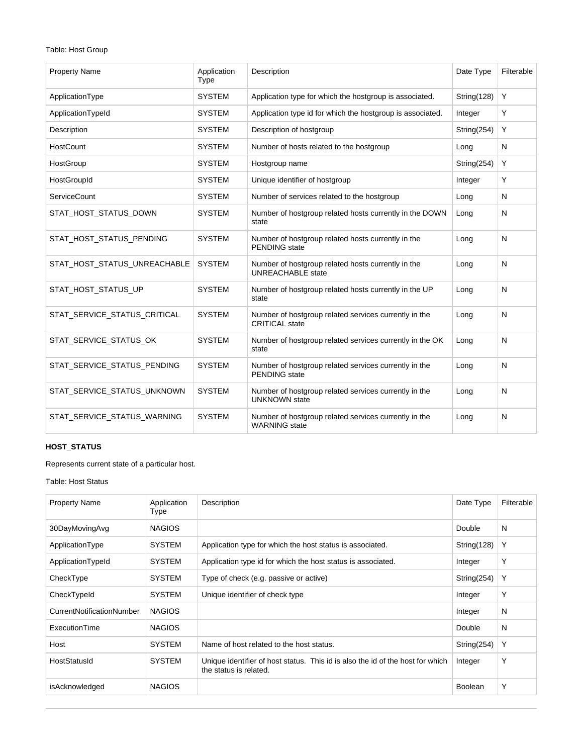Table: Host Group

| Property Name | Application Type | Description | Date Type | Filterable |
|---|---|---|---|---|
| ApplicationType | SYSTEM | Application type for which the hostgroup is associated. | String(128) | Y |
| ApplicationTypeId | SYSTEM | Application type id for which the hostgroup is associated. | Integer | Y |
| Description | SYSTEM | Description of hostgroup | String(254) | Y |
| HostCount | SYSTEM | Number of hosts related to the hostgroup | Long | N |
| HostGroup | SYSTEM | Hostgroup name | String(254) | Y |
| HostGroupId | SYSTEM | Unique identifier of hostgroup | Integer | Y |
| ServiceCount | SYSTEM | Number of services related to the hostgroup | Long | N |
| STAT_HOST_STATUS_DOWN | SYSTEM | Number of hostgroup related hosts currently in the DOWN state | Long | N |
| STAT_HOST_STATUS_PENDING | SYSTEM | Number of hostgroup related hosts currently in the PENDING state | Long | N |
| STAT_HOST_STATUS_UNREACHABLE | SYSTEM | Number of hostgroup related hosts currently in the UNREACHABLE state | Long | N |
| STAT_HOST_STATUS_UP | SYSTEM | Number of hostgroup related hosts currently in the UP state | Long | N |
| STAT_SERVICE_STATUS_CRITICAL | SYSTEM | Number of hostgroup related services currently in the CRITICAL state | Long | N |
| STAT_SERVICE_STATUS_OK | SYSTEM | Number of hostgroup related services currently in the OK state | Long | N |
| STAT_SERVICE_STATUS_PENDING | SYSTEM | Number of hostgroup related services currently in the PENDING state | Long | N |
| STAT_SERVICE_STATUS_UNKNOWN | SYSTEM | Number of hostgroup related services currently in the UNKNOWN state | Long | N |
| STAT_SERVICE_STATUS_WARNING | SYSTEM | Number of hostgroup related services currently in the WARNING state | Long | N |

**HOST_STATUS**

Represents current state of a particular host.

Table: Host Status

| Property Name | Application Type | Description | Date Type | Filterable |
|---|---|---|---|---|
| 30DayMovingAvg | NAGIOS | | Double | N |
| ApplicationType | SYSTEM | Application type for which the host status is associated. | String(128) | Y |
| ApplicationTypeId | SYSTEM | Application type id for which the host status is associated. | Integer | Y |
| CheckType | SYSTEM | Type of check (e.g. passive or active) | String(254) | Y |
| CheckTypeId | SYSTEM | Unique identifier of check type | Integer | Y |
| CurrentNotificationNumber | NAGIOS | | Integer | N |
| ExecutionTime | NAGIOS | | Double | N |
| Host | SYSTEM | Name of host related to the host status. | String(254) | Y |
| HostStatusId | SYSTEM | Unique identifier of host status. This id is also the id of the host for which the status is related. | Integer | Y |
| isAcknowledged | NAGIOS | | Boolean | Y |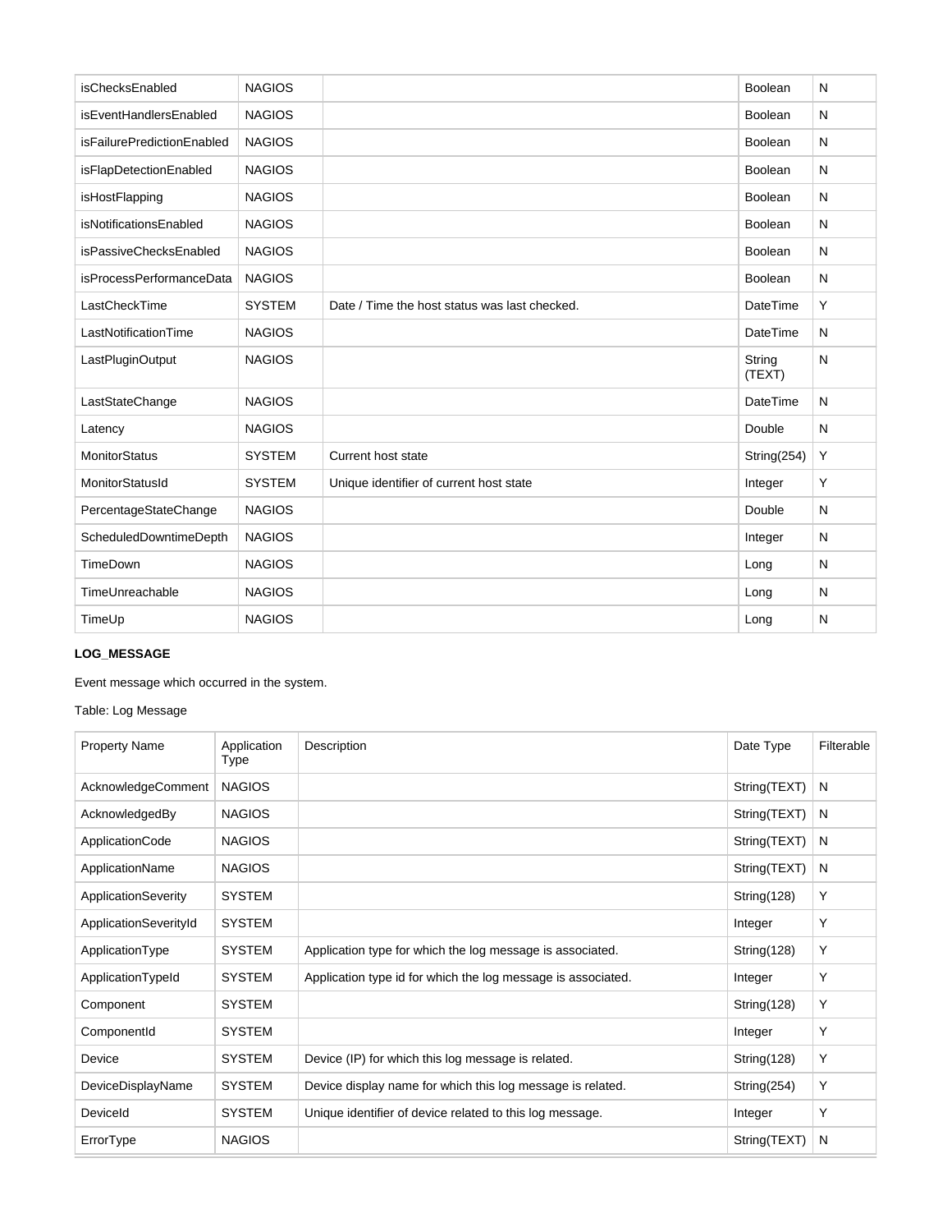| isChecksEnabled | NAGIOS | | Boolean | N |
|---|---|---|---|---|
| isEventHandlersEnabled | NAGIOS | | Boolean | N |
| isFailurePredictionEnabled | NAGIOS | | Boolean | N |
| isFlapDetectionEnabled | NAGIOS | | Boolean | N |
| isHostFlapping | NAGIOS | | Boolean | N |
| isNotificationsEnabled | NAGIOS | | Boolean | N |
| isPassiveChecksEnabled | NAGIOS | | Boolean | N |
| isProcessPerformanceData | NAGIOS | | Boolean | N |
| LastCheckTime | SYSTEM | Date / Time the host status was last checked. | DateTime | Y |
| LastNotificationTime | NAGIOS | | DateTime | N |
| LastPluginOutput | NAGIOS | | String (TEXT) | N |
| LastStateChange | NAGIOS | | DateTime | N |
| Latency | NAGIOS | | Double | N |
| MonitorStatus | SYSTEM | Current host state | String(254) | Y |
| MonitorStatusId | SYSTEM | Unique identifier of current host state | Integer | Y |
| PercentageStateChange | NAGIOS | | Double | N |
| ScheduledDowntimeDepth | NAGIOS | | Integer | N |
| TimeDown | NAGIOS | | Long | N |
| TimeUnreachable | NAGIOS | | Long | N |
| TimeUp | NAGIOS | | Long | N |

**LOG_MESSAGE**

Event message which occurred in the system.

Table: Log Message

| Property Name | Application Type | Description | Date Type | Filterable |
|---|---|---|---|---|
| AcknowledgeComment | NAGIOS | | String(TEXT) | N |
| AcknowledgedBy | NAGIOS | | String(TEXT) | N |
| ApplicationCode | NAGIOS | | String(TEXT) | N |
| ApplicationName | NAGIOS | | String(TEXT) | N |
| ApplicationSeverity | SYSTEM | | String(128) | Y |
| ApplicationSeverityId | SYSTEM | | Integer | Y |
| ApplicationType | SYSTEM | Application type for which the log message is associated. | String(128) | Y |
| ApplicationTypeId | SYSTEM | Application type id for which the log message is associated. | Integer | Y |
| Component | SYSTEM | | String(128) | Y |
| ComponentId | SYSTEM | | Integer | Y |
| Device | SYSTEM | Device (IP) for which this log message is related. | String(128) | Y |
| DeviceDisplayName | SYSTEM | Device display name for which this log message is related. | String(254) | Y |
| DeviceId | SYSTEM | Unique identifier of device related to this log message. | Integer | Y |
| ErrorType | NAGIOS | | String(TEXT) | N |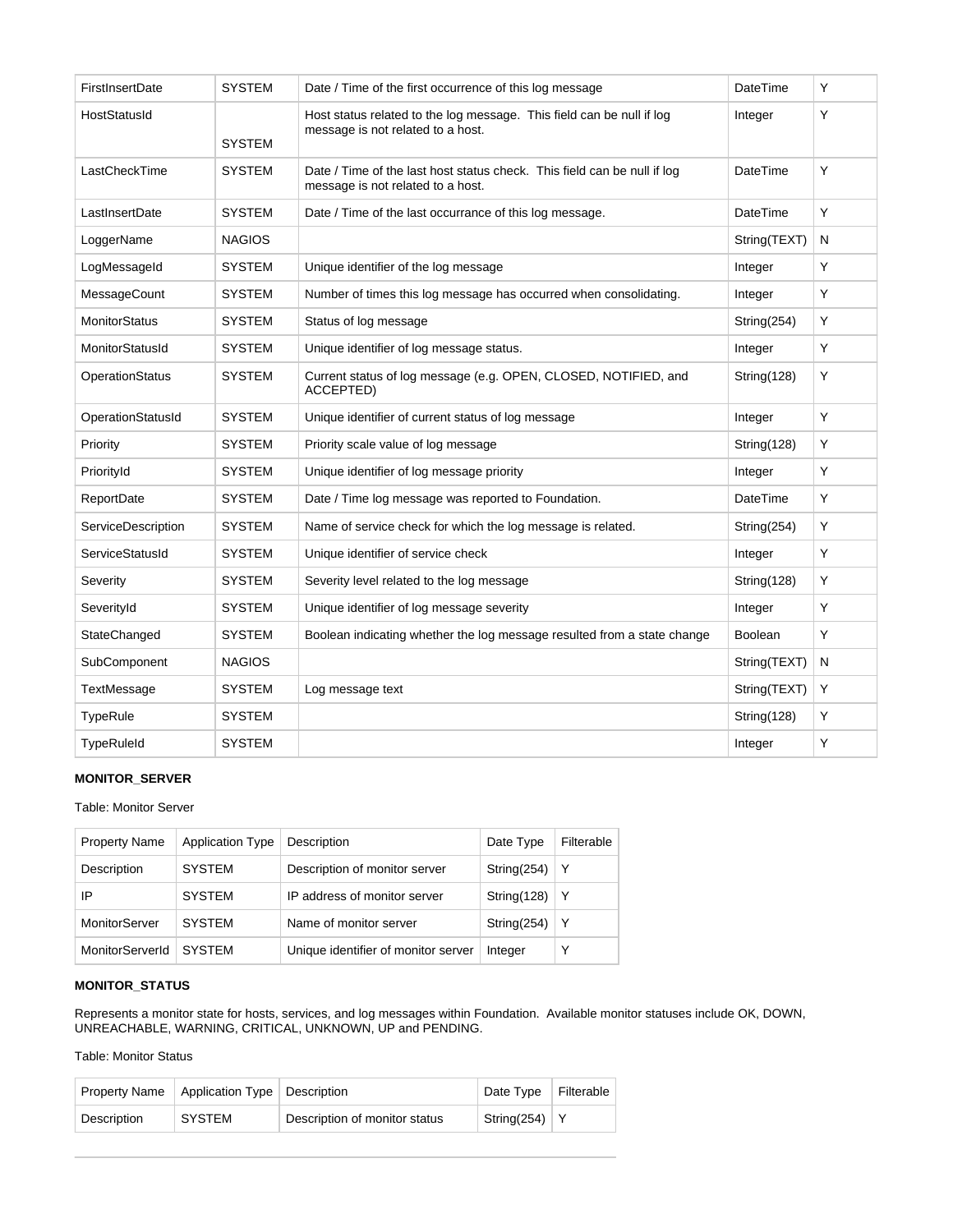| FirstInsertDate | SYSTEM | Date / Time of the first occurrence of this log message | DateTime | Y |
|---|---|---|---|---|
| HostStatusId | SYSTEM | Host status related to the log message. This field can be null if log message is not related to a host. | Integer | Y |
| LastCheckTime | SYSTEM | Date / Time of the last host status check. This field can be null if log message is not related to a host. | DateTime | Y |
| LastInsertDate | SYSTEM | Date / Time of the last occurrance of this log message. | DateTime | Y |
| LoggerName | NAGIOS | | String(TEXT) | N |
| LogMessageId | SYSTEM | Unique identifier of the log message | Integer | Y |
| MessageCount | SYSTEM | Number of times this log message has occurred when consolidating. | Integer | Y |
| MonitorStatus | SYSTEM | Status of log message | String(254) | Y |
| MonitorStatusId | SYSTEM | Unique identifier of log message status. | Integer | Y |
| OperationStatus | SYSTEM | Current status of log message (e.g. OPEN, CLOSED, NOTIFIED, and ACCEPTED) | String(128) | Y |
| OperationStatusId | SYSTEM | Unique identifier of current status of log message | Integer | Y |
| Priority | SYSTEM | Priority scale value of log message | String(128) | Y |
| PriorityId | SYSTEM | Unique identifier of log message priority | Integer | Y |
| ReportDate | SYSTEM | Date / Time log message was reported to Foundation. | DateTime | Y |
| ServiceDescription | SYSTEM | Name of service check for which the log message is related. | String(254) | Y |
| ServiceStatusId | SYSTEM | Unique identifier of service check | Integer | Y |
| Severity | SYSTEM | Severity level related to the log message | String(128) | Y |
| SeverityId | SYSTEM | Unique identifier of log message severity | Integer | Y |
| StateChanged | SYSTEM | Boolean indicating whether the log message resulted from a state change | Boolean | Y |
| SubComponent | NAGIOS | | String(TEXT) | N |
| TextMessage | SYSTEM | Log message text | String(TEXT) | Y |
| TypeRule | SYSTEM | | String(128) | Y |
| TypeRuleId | SYSTEM | | Integer | Y |

**MONITOR_SERVER**

Table: Monitor Server

| Property Name | Application Type | Description | Date Type | Filterable |
|---|---|---|---|---|
| Description | SYSTEM | Description of monitor server | String(254) | Y |
| IP | SYSTEM | IP address of monitor server | String(128) | Y |
| MonitorServer | SYSTEM | Name of monitor server | String(254) | Y |
| MonitorServerId | SYSTEM | Unique identifier of monitor server | Integer | Y |

**MONITOR_STATUS**

Represents a monitor state for hosts, services, and log messages within Foundation. Available monitor statuses include OK, DOWN, UNREACHABLE, WARNING, CRITICAL, UNKNOWN, UP and PENDING.

Table: Monitor Status

| Property Name | Application Type | Description | Date Type | Filterable |
|---|---|---|---|---|
| Description | SYSTEM | Description of monitor status | String(254) | Y |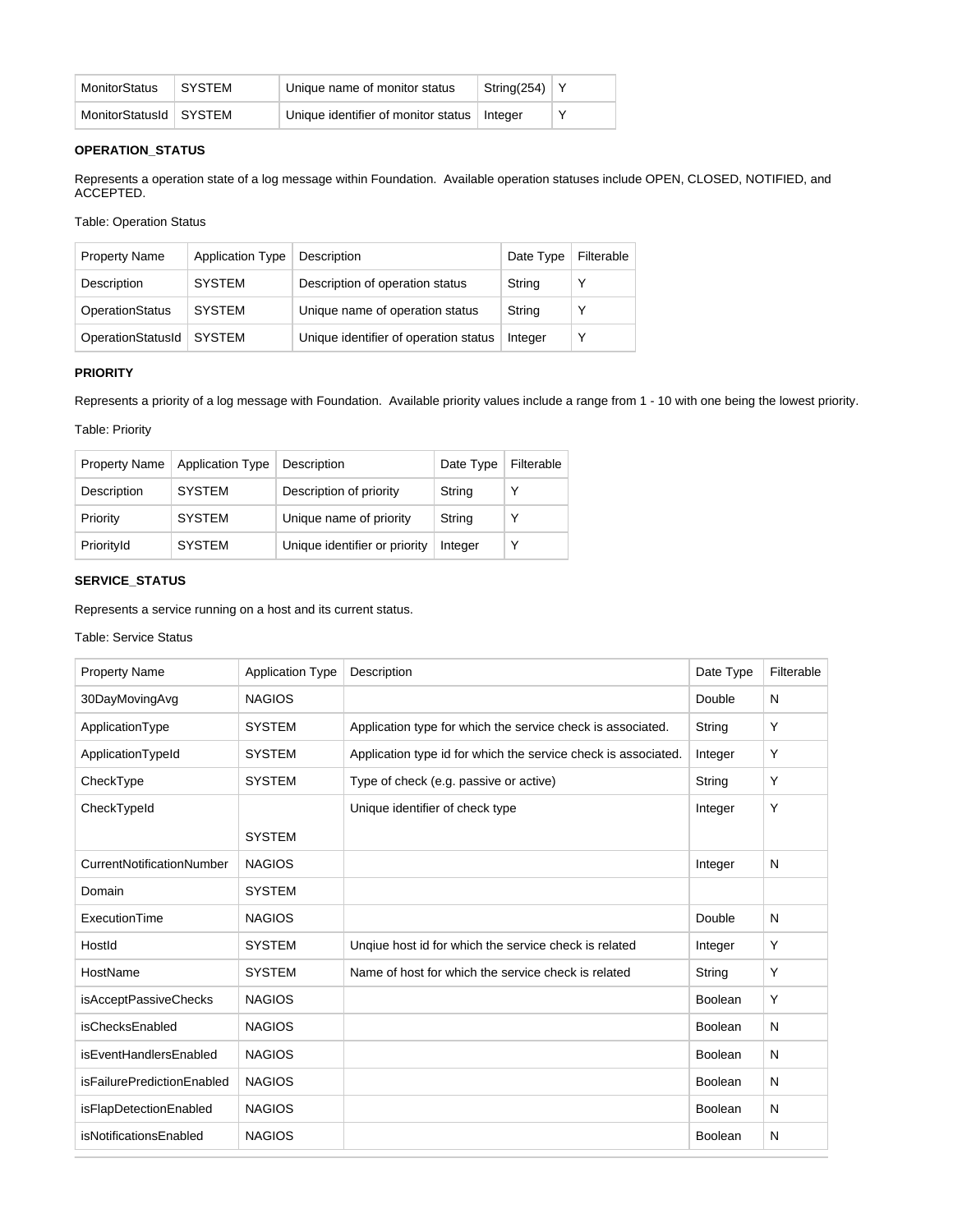| MonitorStatus | SYSTEM | Unique name of monitor status | String(254) | Y |
|---|---|---|---|---|
| MonitorStatusId | SYSTEM | Unique identifier of monitor status | Integer | Y |

**OPERATION_STATUS**

Represents a operation state of a log message within Foundation.  Available operation statuses include OPEN, CLOSED, NOTIFIED, and ACCEPTED.

Table: Operation Status

| Property Name | Application Type | Description | Date Type | Filterable |
|---|---|---|---|---|
| Description | SYSTEM | Description of operation status | String | Y |
| OperationStatus | SYSTEM | Unique name of operation status | String | Y |
| OperationStatusId | SYSTEM | Unique identifier of operation status | Integer | Y |

**PRIORITY**

Represents a priority of a log message with Foundation.  Available priority values include a range from 1 - 10 with one being the lowest priority.

Table: Priority

| Property Name | Application Type | Description | Date Type | Filterable |
|---|---|---|---|---|
| Description | SYSTEM | Description of priority | String | Y |
| Priority | SYSTEM | Unique name of priority | String | Y |
| PriorityId | SYSTEM | Unique identifier or priority | Integer | Y |

**SERVICE_STATUS**

Represents a service running on a host and its current status.

Table: Service Status

| Property Name | Application Type | Description | Date Type | Filterable |
|---|---|---|---|---|
| 30DayMovingAvg | NAGIOS | | Double | N |
| ApplicationType | SYSTEM | Application type for which the service check is associated. | String | Y |
| ApplicationTypeId | SYSTEM | Application type id for which the service check is associated. | Integer | Y |
| CheckType | SYSTEM | Type of check (e.g. passive or active) | String | Y |
| CheckTypeId | SYSTEM | Unique identifier of check type | Integer | Y |
| CurrentNotificationNumber | NAGIOS | | Integer | N |
| Domain | SYSTEM | | | |
| ExecutionTime | NAGIOS | | Double | N |
| HostId | SYSTEM | Unqiue host id for which the service check is related | Integer | Y |
| HostName | SYSTEM | Name of host for which the service check is related | String | Y |
| isAcceptPassiveChecks | NAGIOS | | Boolean | Y |
| isChecksEnabled | NAGIOS | | Boolean | N |
| isEventHandlersEnabled | NAGIOS | | Boolean | N |
| isFailurePredictionEnabled | NAGIOS | | Boolean | N |
| isFlapDetectionEnabled | NAGIOS | | Boolean | N |
| isNotificationsEnabled | NAGIOS | | Boolean | N |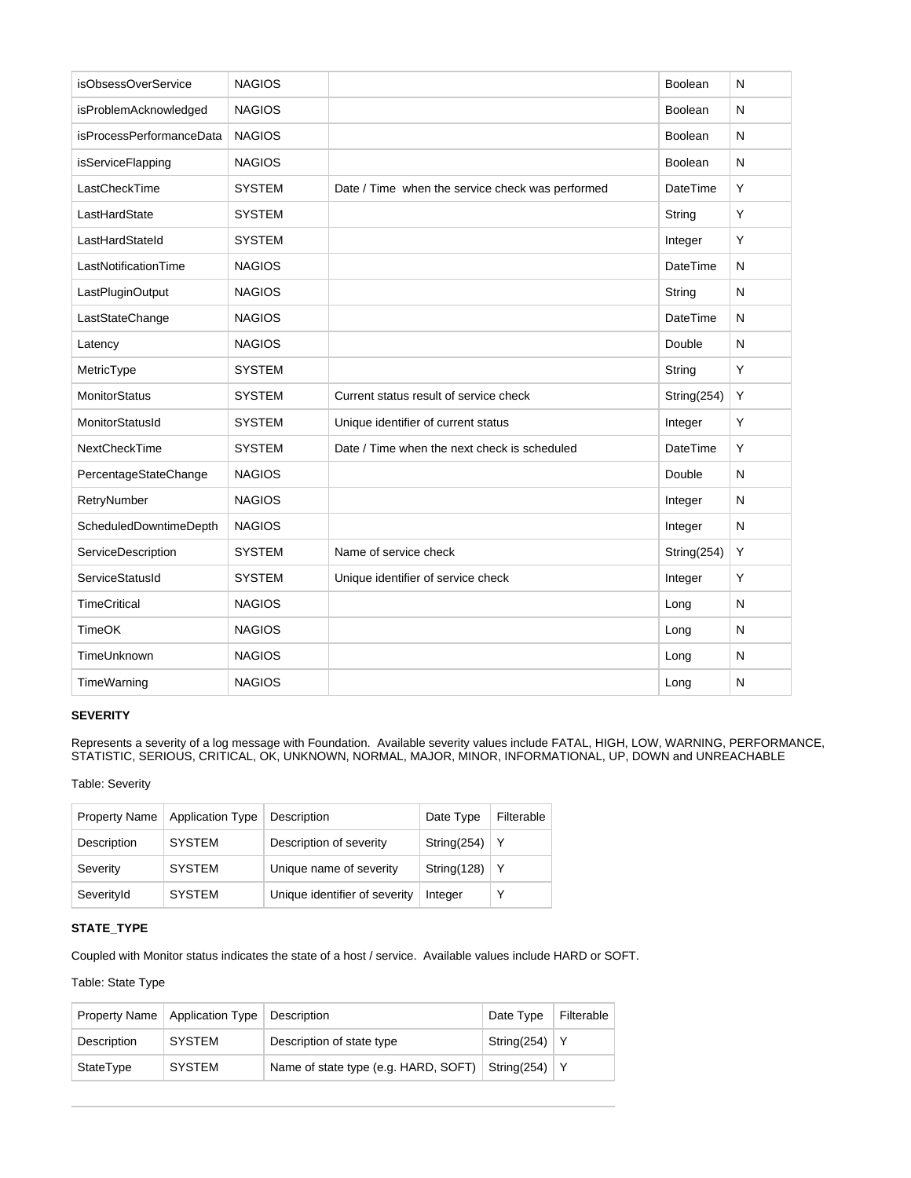| isObsessOverService | NAGIOS | | Boolean | N |
|---|---|---|---|---|
| isProblemAcknowledged | NAGIOS | | Boolean | N |
| isProcessPerformanceData | NAGIOS | | Boolean | N |
| isServiceFlapping | NAGIOS | | Boolean | N |
| LastCheckTime | SYSTEM | Date / Time when the service check was performed | DateTime | Y |
| LastHardState | SYSTEM | | String | Y |
| LastHardStateId | SYSTEM | | Integer | Y |
| LastNotificationTime | NAGIOS | | DateTime | N |
| LastPluginOutput | NAGIOS | | String | N |
| LastStateChange | NAGIOS | | DateTime | N |
| Latency | NAGIOS | | Double | N |
| MetricType | SYSTEM | | String | Y |
| MonitorStatus | SYSTEM | Current status result of service check | String(254) | Y |
| MonitorStatusId | SYSTEM | Unique identifier of current status | Integer | Y |
| NextCheckTime | SYSTEM | Date / Time when the next check is scheduled | DateTime | Y |
| PercentageStateChange | NAGIOS | | Double | N |
| RetryNumber | NAGIOS | | Integer | N |
| ScheduledDowntimeDepth | NAGIOS | | Integer | N |
| ServiceDescription | SYSTEM | Name of service check | String(254) | Y |
| ServiceStatusId | SYSTEM | Unique identifier of service check | Integer | Y |
| TimeCritical | NAGIOS | | Long | N |
| TimeOK | NAGIOS | | Long | N |
| TimeUnknown | NAGIOS | | Long | N |
| TimeWarning | NAGIOS | | Long | N |

**SEVERITY**

Represents a severity of a log message with Foundation. Available severity values include FATAL, HIGH, LOW, WARNING, PERFORMANCE, STATISTIC, SERIOUS, CRITICAL, OK, UNKNOWN, NORMAL, MAJOR, MINOR, INFORMATIONAL, UP, DOWN and UNREACHABLE

Table: Severity

| Property Name | Application Type | Description | Date Type | Filterable |
|---|---|---|---|---|
| Description | SYSTEM | Description of severity | String(254) | Y |
| Severity | SYSTEM | Unique name of severity | String(128) | Y |
| SeverityId | SYSTEM | Unique identifier of severity | Integer | Y |

**STATE_TYPE**

Coupled with Monitor status indicates the state of a host / service. Available values include HARD or SOFT.

Table: State Type

| Property Name | Application Type | Description | Date Type | Filterable |
|---|---|---|---|---|
| Description | SYSTEM | Description of state type | String(254) | Y |
| StateType | SYSTEM | Name of state type (e.g. HARD, SOFT) | String(254) | Y |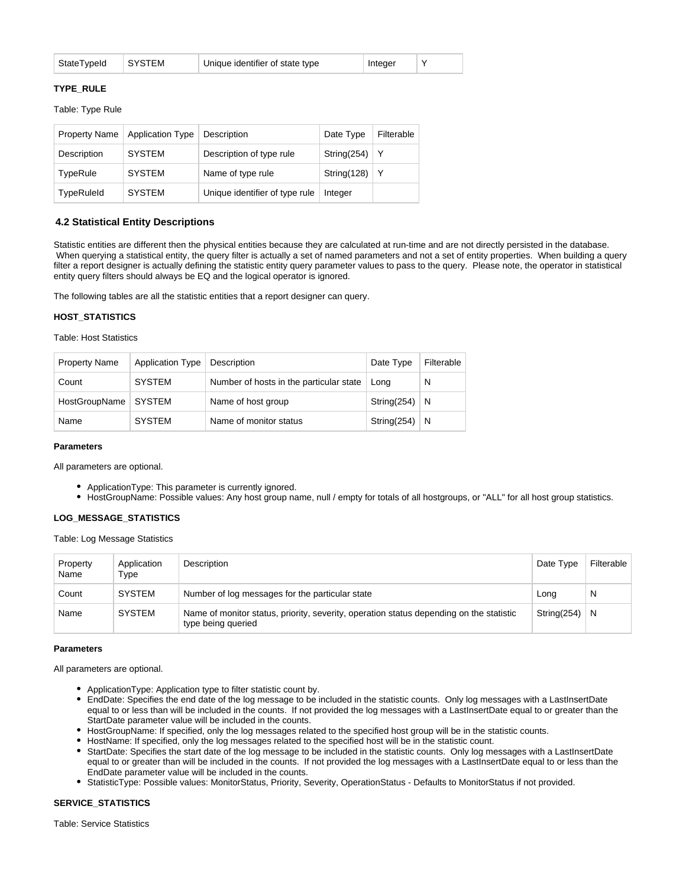| StateTypeId | SYSTEM | Unique identifier of state type | Integer | Y |
|---|---|---|---|---|

**TYPE_RULE**

Table: Type Rule

| Property Name | Application Type | Description | Date Type | Filterable |
|---|---|---|---|---|
| Description | SYSTEM | Description of type rule | String(254) | Y |
| TypeRule | SYSTEM | Name of type rule | String(128) | Y |
| TypeRuleId | SYSTEM | Unique identifier of type rule | Integer | |

### 4.2 Statistical Entity Descriptions

Statistic entities are different then the physical entities because they are calculated at run-time and are not directly persisted in the database. When querying a statistical entity, the query filter is actually a set of named parameters and not a set of entity properties. When building a query filter a report designer is actually defining the statistic entity query parameter values to pass to the query. Please note, the operator in statistical entity query filters should always be EQ and the logical operator is ignored.

The following tables are all the statistic entities that a report designer can query.

**HOST_STATISTICS**

Table: Host Statistics

| Property Name | Application Type | Description | Date Type | Filterable |
|---|---|---|---|---|
| Count | SYSTEM | Number of hosts in the particular state | Long | N |
| HostGroupName | SYSTEM | Name of host group | String(254) | N |
| Name | SYSTEM | Name of monitor status | String(254) | N |

**Parameters**

All parameters are optional.

- ApplicationType: This parameter is currently ignored.
- HostGroupName: Possible values: Any host group name, null / empty for totals of all hostgroups, or "ALL" for all host group statistics.

**LOG_MESSAGE_STATISTICS**

Table: Log Message Statistics

| Property Name | Application Type | Description | Date Type | Filterable |
|---|---|---|---|---|
| Count | SYSTEM | Number of log messages for the particular state | Long | N |
| Name | SYSTEM | Name of monitor status, priority, severity, operation status depending on the statistic type being queried | String(254) | N |

**Parameters**

All parameters are optional.

- ApplicationType: Application type to filter statistic count by.
- EndDate: Specifies the end date of the log message to be included in the statistic counts. Only log messages with a LastInsertDate equal to or less than will be included in the counts. If not provided the log messages with a LastInsertDate equal to or greater than the StartDate parameter value will be included in the counts.
- HostGroupName: If specified, only the log messages related to the specified host group will be in the statistic counts.
- HostName: If specified, only the log messages related to the specified host will be in the statistic count.
- StartDate: Specifies the start date of the log message to be included in the statistic counts. Only log messages with a LastInsertDate equal to or greater than will be included in the counts. If not provided the log messages with a LastInsertDate equal to or less than the EndDate parameter value will be included in the counts.
- StatisticType: Possible values: MonitorStatus, Priority, Severity, OperationStatus - Defaults to MonitorStatus if not provided.

**SERVICE_STATISTICS**

Table: Service Statistics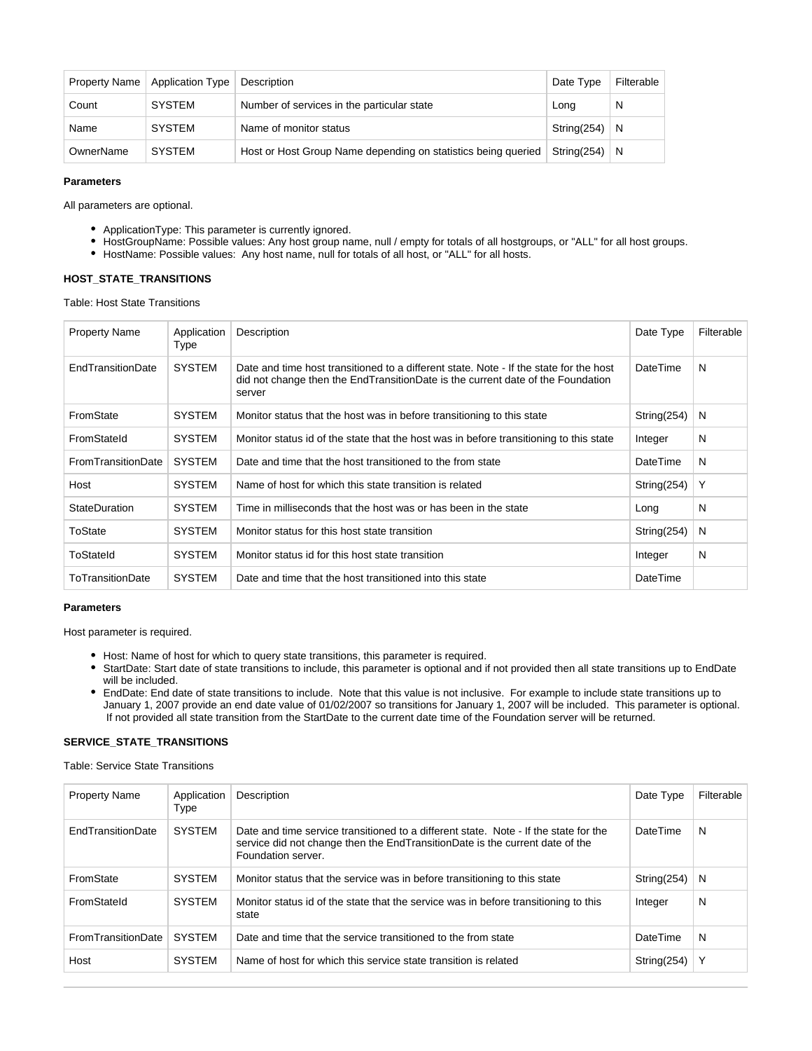| Property Name | Application Type | Description | Date Type | Filterable |
|---|---|---|---|---|
| Count | SYSTEM | Number of services in the particular state | Long | N |
| Name | SYSTEM | Name of monitor status | String(254) | N |
| OwnerName | SYSTEM | Host or Host Group Name depending on statistics being queried | String(254) | N |

**Parameters**

All parameters are optional.

- ApplicationType: This parameter is currently ignored.
- HostGroupName: Possible values: Any host group name, null / empty for totals of all hostgroups, or "ALL" for all host groups.
- HostName: Possible values: Any host name, null for totals of all host, or "ALL" for all hosts.

**HOST_STATE_TRANSITIONS**

Table: Host State Transitions

| Property Name | Application Type | Description | Date Type | Filterable |
|---|---|---|---|---|
| EndTransitionDate | SYSTEM | Date and time host transitioned to a different state. Note - If the state for the host did not change then the EndTransitionDate is the current date of the Foundation server | DateTime | N |
| FromState | SYSTEM | Monitor status that the host was in before transitioning to this state | String(254) | N |
| FromStateId | SYSTEM | Monitor status id of the state that the host was in before transitioning to this state | Integer | N |
| FromTransitionDate | SYSTEM | Date and time that the host transitioned to the from state | DateTime | N |
| Host | SYSTEM | Name of host for which this state transition is related | String(254) | Y |
| StateDuration | SYSTEM | Time in milliseconds that the host was or has been in the state | Long | N |
| ToState | SYSTEM | Monitor status for this host state transition | String(254) | N |
| ToStateId | SYSTEM | Monitor status id for this host state transition | Integer | N |
| ToTransitionDate | SYSTEM | Date and time that the host transitioned into this state | DateTime | |

**Parameters**

Host parameter is required.

- Host: Name of host for which to query state transitions, this parameter is required.
- StartDate: Start date of state transitions to include, this parameter is optional and if not provided then all state transitions up to EndDate will be included.
- EndDate: End date of state transitions to include. Note that this value is not inclusive. For example to include state transitions up to January 1, 2007 provide an end date value of 01/02/2007 so transitions for January 1, 2007 will be included. This parameter is optional. If not provided all state transition from the StartDate to the current date time of the Foundation server will be returned.

**SERVICE_STATE_TRANSITIONS**

Table: Service State Transitions

| Property Name | Application Type | Description | Date Type | Filterable |
|---|---|---|---|---|
| EndTransitionDate | SYSTEM | Date and time service transitioned to a different state. Note - If the state for the service did not change then the EndTransitionDate is the current date of the Foundation server. | DateTime | N |
| FromState | SYSTEM | Monitor status that the service was in before transitioning to this state | String(254) | N |
| FromStateId | SYSTEM | Monitor status id of the state that the service was in before transitioning to this state | Integer | N |
| FromTransitionDate | SYSTEM | Date and time that the service transitioned to the from state | DateTime | N |
| Host | SYSTEM | Name of host for which this service state transition is related | String(254) | Y |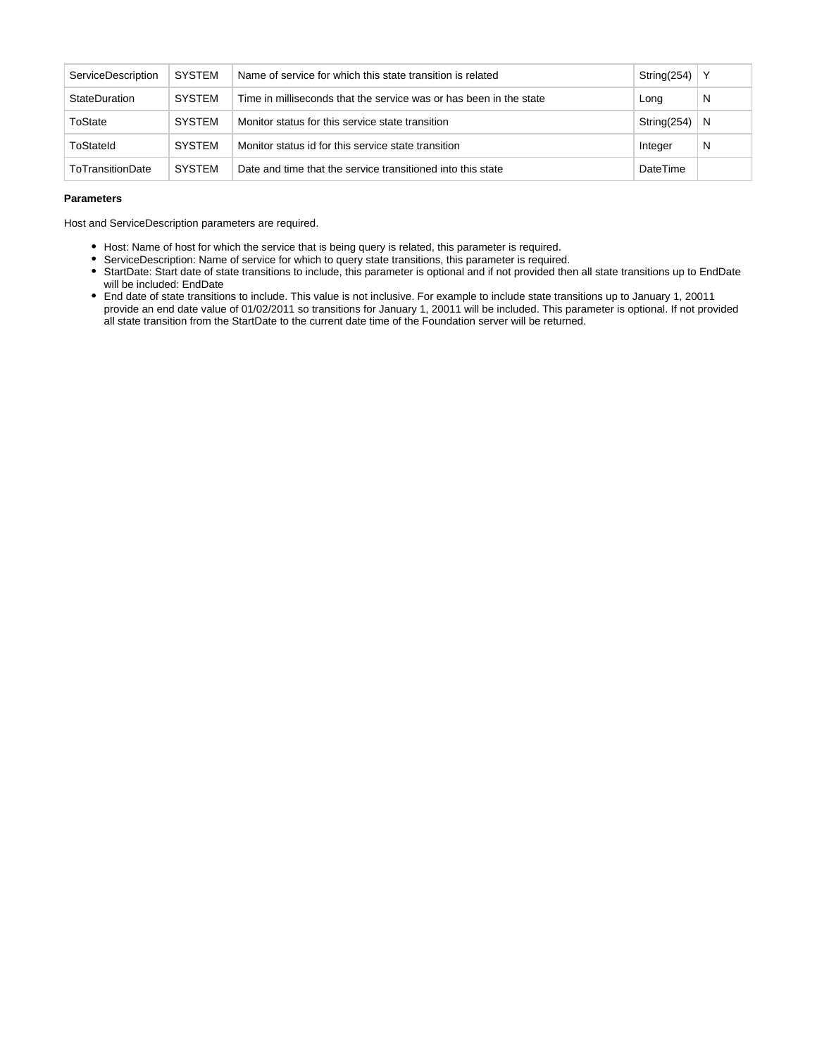| | | | | |
|---|---|---|---|---|
| ServiceDescription | SYSTEM | Name of service for which this state transition is related | String(254) | Y |
| StateDuration | SYSTEM | Time in milliseconds that the service was or has been in the state | Long | N |
| ToState | SYSTEM | Monitor status for this service state transition | String(254) | N |
| ToStateId | SYSTEM | Monitor status id for this service state transition | Integer | N |
| ToTransitionDate | SYSTEM | Date and time that the service transitioned into this state | DateTime | |

**Parameters**

Host and ServiceDescription parameters are required.

- Host: Name of host for which the service that is being query is related, this parameter is required.
- ServiceDescription: Name of service for which to query state transitions, this parameter is required.
- StartDate: Start date of state transitions to include, this parameter is optional and if not provided then all state transitions up to EndDate will be included: EndDate
- End date of state transitions to include. This value is not inclusive. For example to include state transitions up to January 1, 20011 provide an end date value of 01/02/2011 so transitions for January 1, 20011 will be included. This parameter is optional. If not provided all state transition from the StartDate to the current date time of the Foundation server will be returned.